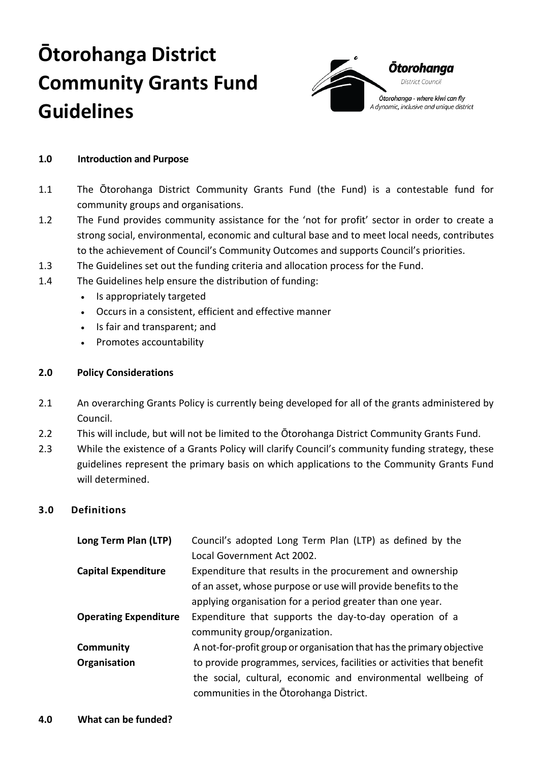# Ōtorohanga District Community Grants Fund Guidelines

Ōtorohanga
District Council
*Ōtorohanga - where kiwi can fly*
*A dynamic, inclusive and unique district*

**1.0 Introduction and Purpose**

1.1 The Ōtorohanga District Community Grants Fund (the Fund) is a contestable fund for community groups and organisations.

1.2 The Fund provides community assistance for the 'not for profit' sector in order to create a strong social, environmental, economic and cultural base and to meet local needs, contributes to the achievement of Council's Community Outcomes and supports Council's priorities.

1.3 The Guidelines set out the funding criteria and allocation process for the Fund.

1.4 The Guidelines help ensure the distribution of funding:

- Is appropriately targeted
- Occurs in a consistent, efficient and effective manner
- Is fair and transparent; and
- Promotes accountability

**2.0 Policy Considerations**

2.1 An overarching Grants Policy is currently being developed for all of the grants administered by Council.

2.2 This will include, but will not be limited to the Ōtorohanga District Community Grants Fund.

2.3 While the existence of a Grants Policy will clarify Council's community funding strategy, these guidelines represent the primary basis on which applications to the Community Grants Fund will determined.

**3.0 Definitions**

| | |
|---|---|
| **Long Term Plan (LTP)** | Council's adopted Long Term Plan (LTP) as defined by the Local Government Act 2002. |
| **Capital Expenditure** | Expenditure that results in the procurement and ownership of an asset, whose purpose or use will provide benefits to the applying organisation for a period greater than one year. |
| **Operating Expenditure** | Expenditure that supports the day-to-day operation of a community group/organization. |
| **Community Organisation** | A not-for-profit group or organisation that has the primary objective to provide programmes, services, facilities or activities that benefit the social, cultural, economic and environmental wellbeing of communities in the Ōtorohanga District. |

**4.0 What can be funded?**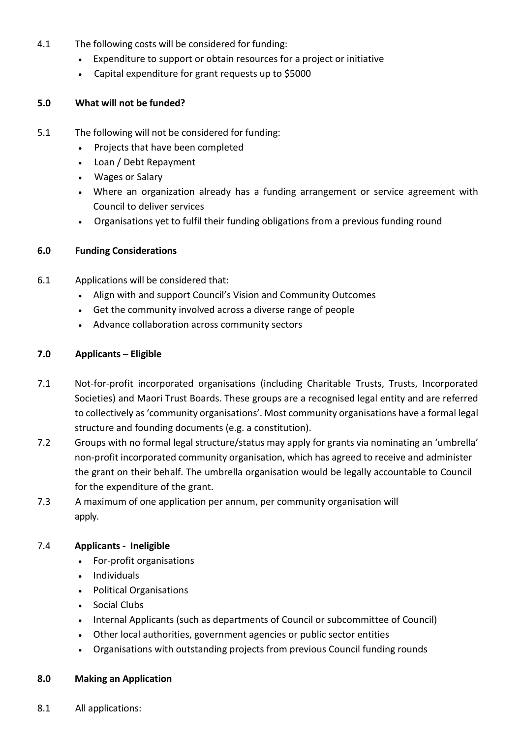4.1 The following costs will be considered for funding:

- Expenditure to support or obtain resources for a project or initiative
- Capital expenditure for grant requests up to $5000

## 5.0 What will not be funded?

5.1 The following will not be considered for funding:

- Projects that have been completed
- Loan / Debt Repayment
- Wages or Salary
- Where an organization already has a funding arrangement or service agreement with Council to deliver services
- Organisations yet to fulfil their funding obligations from a previous funding round

## 6.0 Funding Considerations

6.1 Applications will be considered that:

- Align with and support Council's Vision and Community Outcomes
- Get the community involved across a diverse range of people
- Advance collaboration across community sectors

## 7.0 Applicants – Eligible

7.1 Not-for-profit incorporated organisations (including Charitable Trusts, Trusts, Incorporated Societies) and Maori Trust Boards. These groups are a recognised legal entity and are referred to collectively as 'community organisations'. Most community organisations have a formal legal structure and founding documents (e.g. a constitution).

7.2 Groups with no formal legal structure/status may apply for grants via nominating an 'umbrella' non-profit incorporated community organisation, which has agreed to receive and administer the grant on their behalf. The umbrella organisation would be legally accountable to Council for the expenditure of the grant.

7.3 A maximum of one application per annum, per community organisation will apply.

### 7.4 Applicants - Ineligible

- For-profit organisations
- Individuals
- Political Organisations
- Social Clubs
- Internal Applicants (such as departments of Council or subcommittee of Council)
- Other local authorities, government agencies or public sector entities
- Organisations with outstanding projects from previous Council funding rounds

## 8.0 Making an Application

8.1 All applications: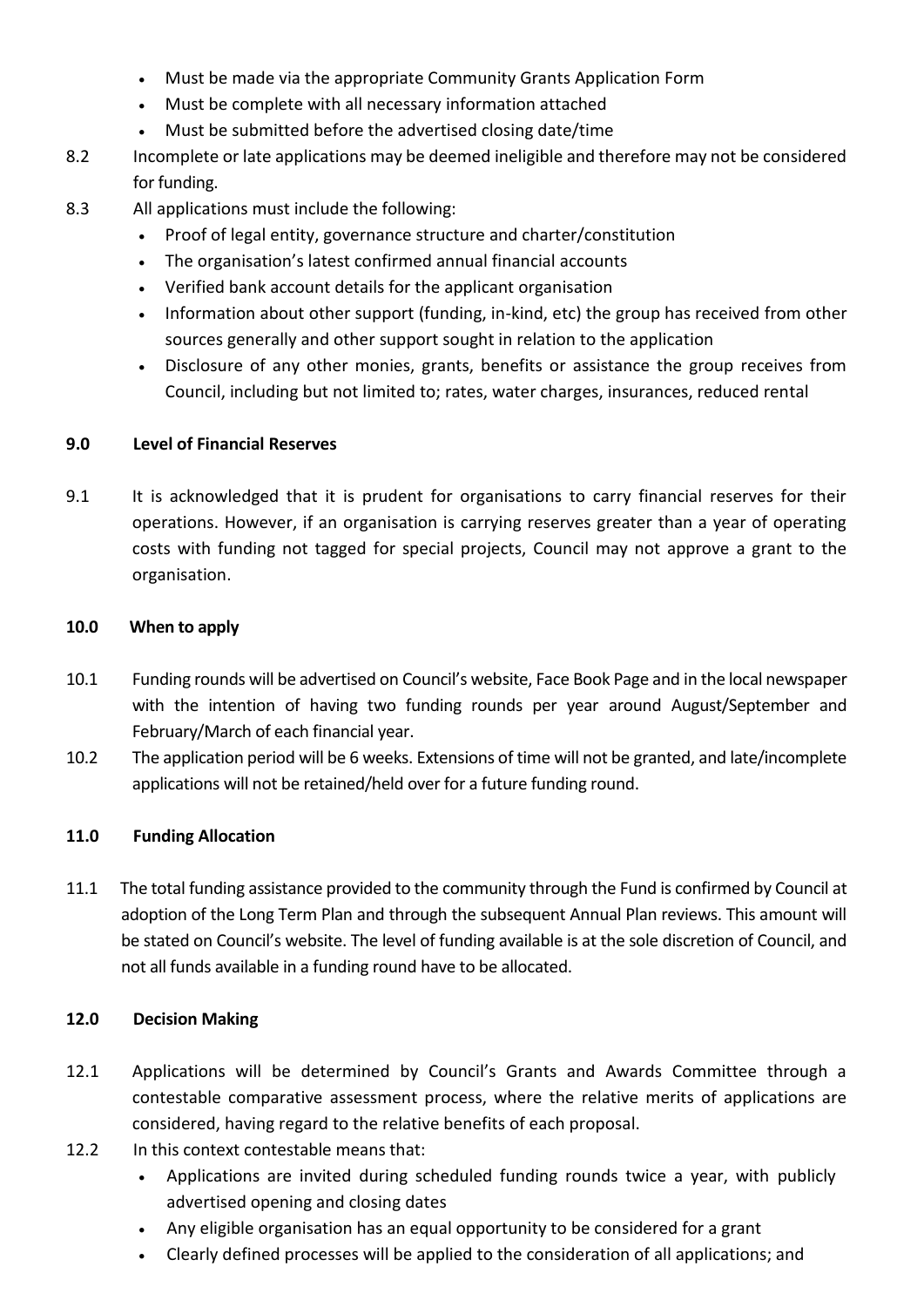- Must be made via the appropriate Community Grants Application Form
- Must be complete with all necessary information attached
- Must be submitted before the advertised closing date/time

8.2 Incomplete or late applications may be deemed ineligible and therefore may not be considered for funding.

8.3 All applications must include the following:

- Proof of legal entity, governance structure and charter/constitution
- The organisation's latest confirmed annual financial accounts
- Verified bank account details for the applicant organisation
- Information about other support (funding, in-kind, etc) the group has received from other sources generally and other support sought in relation to the application
- Disclosure of any other monies, grants, benefits or assistance the group receives from Council, including but not limited to; rates, water charges, insurances, reduced rental

## 9.0 Level of Financial Reserves

9.1 It is acknowledged that it is prudent for organisations to carry financial reserves for their operations. However, if an organisation is carrying reserves greater than a year of operating costs with funding not tagged for special projects, Council may not approve a grant to the organisation.

## 10.0 When to apply

10.1 Funding rounds will be advertised on Council's website, Face Book Page and in the local newspaper with the intention of having two funding rounds per year around August/September and February/March of each financial year.

10.2 The application period will be 6 weeks. Extensions of time will not be granted, and late/incomplete applications will not be retained/held over for a future funding round.

## 11.0 Funding Allocation

11.1 The total funding assistance provided to the community through the Fund is confirmed by Council at adoption of the Long Term Plan and through the subsequent Annual Plan reviews. This amount will be stated on Council's website. The level of funding available is at the sole discretion of Council, and not all funds available in a funding round have to be allocated.

## 12.0 Decision Making

12.1 Applications will be determined by Council's Grants and Awards Committee through a contestable comparative assessment process, where the relative merits of applications are considered, having regard to the relative benefits of each proposal.

12.2 In this context contestable means that:

- Applications are invited during scheduled funding rounds twice a year, with publicly advertised opening and closing dates
- Any eligible organisation has an equal opportunity to be considered for a grant
- Clearly defined processes will be applied to the consideration of all applications; and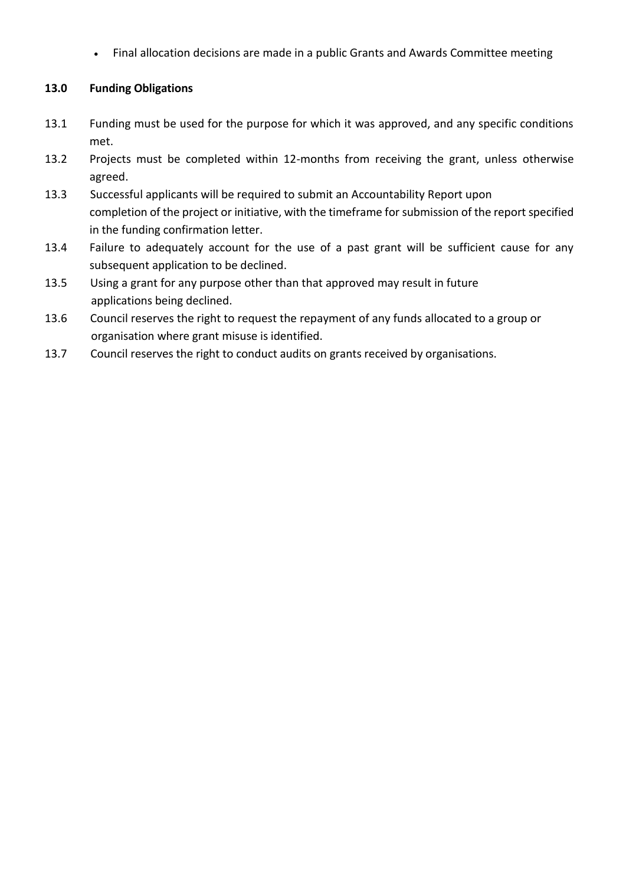- Final allocation decisions are made in a public Grants and Awards Committee meeting

## 13.0 Funding Obligations

13.1 Funding must be used for the purpose for which it was approved, and any specific conditions met.

13.2 Projects must be completed within 12-months from receiving the grant, unless otherwise agreed.

13.3 Successful applicants will be required to submit an Accountability Report upon completion of the project or initiative, with the timeframe for submission of the report specified in the funding confirmation letter.

13.4 Failure to adequately account for the use of a past grant will be sufficient cause for any subsequent application to be declined.

13.5 Using a grant for any purpose other than that approved may result in future applications being declined.

13.6 Council reserves the right to request the repayment of any funds allocated to a group or organisation where grant misuse is identified.

13.7 Council reserves the right to conduct audits on grants received by organisations.